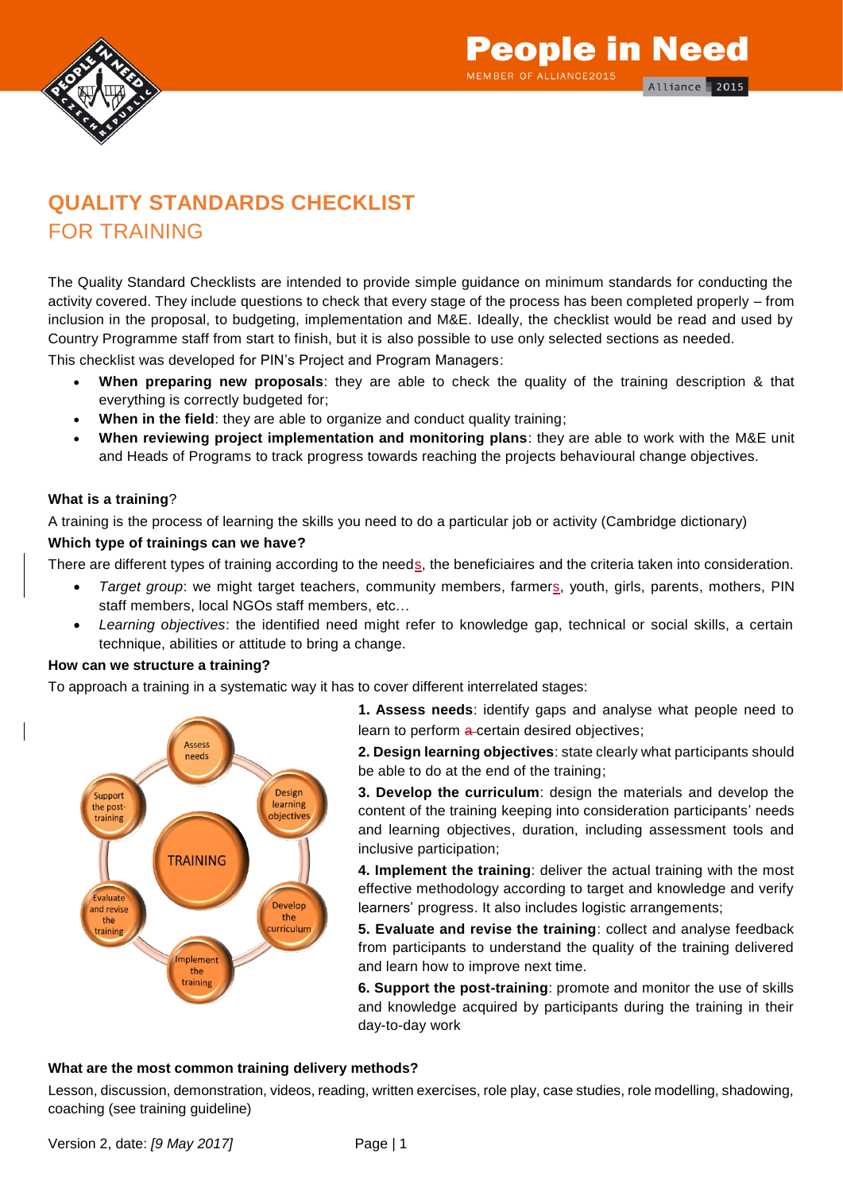# QUALITY STANDARDS CHECKLIST FOR TRAINING

The Quality Standard Checklists are intended to provide simple guidance on minimum standards for conducting the activity covered. They include questions to check that every stage of the process has been completed properly – from inclusion in the proposal, to budgeting, implementation and M&E. Ideally, the checklist would be read and used by Country Programme staff from start to finish, but it is also possible to use only selected sections as needed.

This checklist was developed for PIN's Project and Program Managers:

- **When preparing new proposals**: they are able to check the quality of the training description & that everything is correctly budgeted for;
- **When in the field**: they are able to organize and conduct quality training;
- **When reviewing project implementation and monitoring plans**: they are able to work with the M&E unit and Heads of Programs to track progress towards reaching the projects behavioural change objectives.

**What is a training**?

A training is the process of learning the skills you need to do a particular job or activity (Cambridge dictionary)

**Which type of trainings can we have?**

There are different types of training according to the needs, the beneficiaires and the criteria taken into consideration.

- *Target group*: we might target teachers, community members, farmers, youth, girls, parents, mothers, PIN staff members, local NGOs staff members, etc…
- *Learning objectives*: the identified need might refer to knowledge gap, technical or social skills, a certain technique, abilities or attitude to bring a change.

**How can we structure a training?**

To approach a training in a systematic way it has to cover different interrelated stages:

TRAINING: Assess needs → Design learning objectives → Develop the curriculum → Implement the training → Evaluate and revise the training → Support the post-training

**1. Assess needs**: identify gaps and analyse what people need to learn to perform certain desired objectives;

**2. Design learning objectives**: state clearly what participants should be able to do at the end of the training;

**3. Develop the curriculum**: design the materials and develop the content of the training keeping into consideration participants' needs and learning objectives, duration, including assessment tools and inclusive participation;

**4. Implement the training**: deliver the actual training with the most effective methodology according to target and knowledge and verify learners' progress. It also includes logistic arrangements;

**5. Evaluate and revise the training**: collect and analyse feedback from participants to understand the quality of the training delivered and learn how to improve next time.

**6. Support the post-training**: promote and monitor the use of skills and knowledge acquired by participants during the training in their day-to-day work

**What are the most common training delivery methods?**

Lesson, discussion, demonstration, videos, reading, written exercises, role play, case studies, role modelling, shadowing, coaching (see training guideline)

Version 2, date: *[9 May 2017]*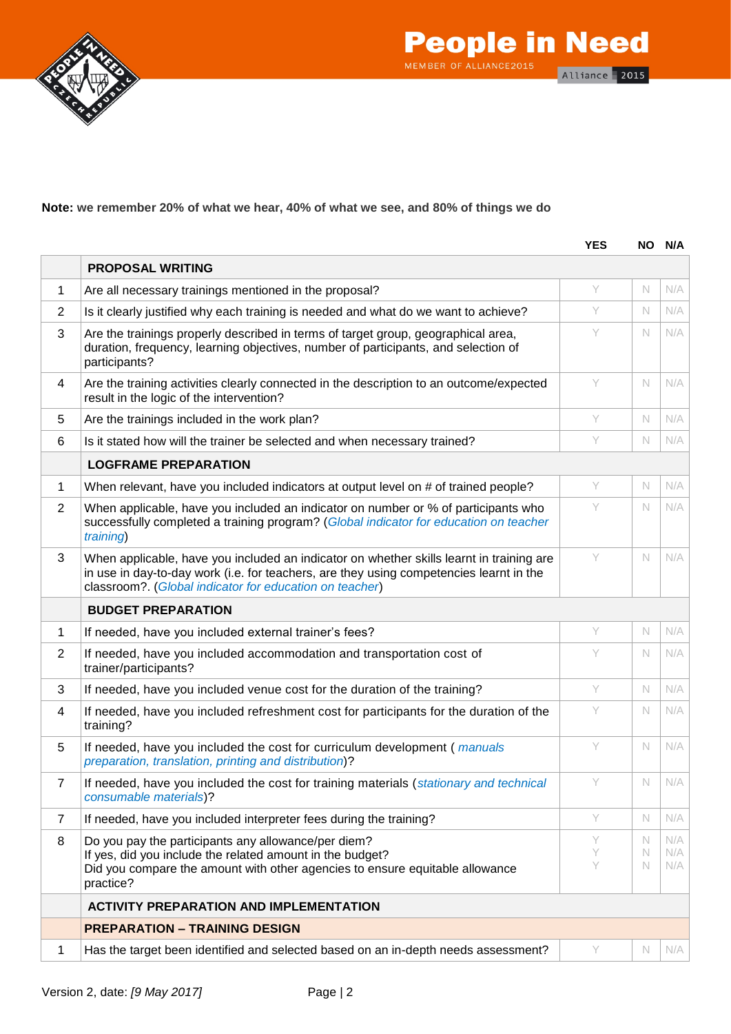**Note:** **we remember 20% of what we hear, 40% of what we see, and 80% of things we do**

| | | YES | NO | N/A |
|---|---|---|---|---|
| | **PROPOSAL WRITING** | | | |
| 1 | Are all necessary trainings mentioned in the proposal? | Y | N | N/A |
| 2 | Is it clearly justified why each training is needed and what do we want to achieve? | Y | N | N/A |
| 3 | Are the trainings properly described in terms of target group, geographical area, duration, frequency, learning objectives, number of participants, and selection of participants? | Y | N | N/A |
| 4 | Are the training activities clearly connected in the description to an outcome/expected result in the logic of the intervention? | Y | N | N/A |
| 5 | Are the trainings included in the work plan? | Y | N | N/A |
| 6 | Is it stated how will the trainer be selected and when necessary trained? | Y | N | N/A |
| | **LOGFRAME PREPARATION** | | | |
| 1 | When relevant, have you included indicators at output level on # of trained people? | Y | N | N/A |
| 2 | When applicable, have you included an indicator on number or % of participants who successfully completed a training program? (*Global indicator for education on teacher training*) | Y | N | N/A |
| 3 | When applicable, have you included an indicator on whether skills learnt in training are in use in day-to-day work (i.e. for teachers, are they using competencies learnt in the classroom?. (*Global indicator for education on teacher*) | Y | N | N/A |
| | **BUDGET PREPARATION** | | | |
| 1 | If needed, have you included external trainer's fees? | Y | N | N/A |
| 2 | If needed, have you included accommodation and transportation cost of trainer/participants? | Y | N | N/A |
| 3 | If needed, have you included venue cost for the duration of the training? | Y | N | N/A |
| 4 | If needed, have you included refreshment cost for participants for the duration of the training? | Y | N | N/A |
| 5 | If needed, have you included the cost for curriculum development ( *manuals preparation, translation, printing and distribution*)? | Y | N | N/A |
| 7 | If needed, have you included the cost for training materials (*stationary and technical consumable materials*)? | Y | N | N/A |
| 7 | If needed, have you included interpreter fees during the training? | Y | N | N/A |
| 8 | Do you pay the participants any allowance/per diem?<br>If yes, did you include the related amount in the budget?<br>Did you compare the amount with other agencies to ensure equitable allowance practice? | Y<br>Y<br>Y | N<br>N<br>N | N/A<br>N/A<br>N/A |
| | **ACTIVITY PREPARATION AND IMPLEMENTATION** | | | |
| | **PREPARATION – TRAINING DESIGN** | | | |
| 1 | Has the target been identified and selected based on an in-depth needs assessment? | Y | N | N/A |

Version 2, date: *[9 May 2017]*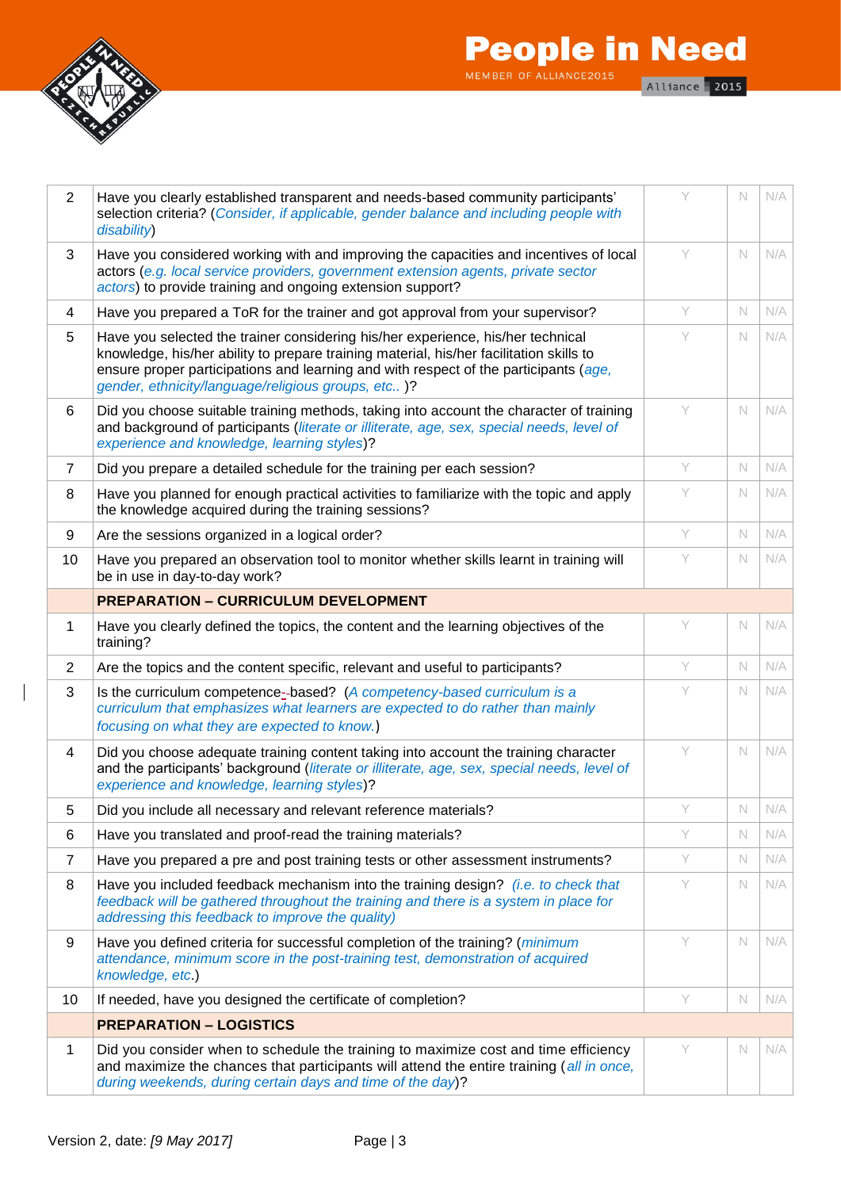| | | | | |
|---|---|---|---|---|
| 2 | Have you clearly established transparent and needs-based community participants' selection criteria? (*Consider, if applicable, gender balance and including people with disability*) | Y | N | N/A |
| 3 | Have you considered working with and improving the capacities and incentives of local actors (*e.g. local service providers, government extension agents, private sector actors*) to provide training and ongoing extension support? | Y | N | N/A |
| 4 | Have you prepared a ToR for the trainer and got approval from your supervisor? | Y | N | N/A |
| 5 | Have you selected the trainer considering his/her experience, his/her technical knowledge, his/her ability to prepare training material, his/her facilitation skills to ensure proper participations and learning and with respect of the participants (*age, gender, ethnicity/language/religious groups, etc..* )? | Y | N | N/A |
| 6 | Did you choose suitable training methods, taking into account the character of training and background of participants (*literate or illiterate, age, sex, special needs, level of experience and knowledge, learning styles*)? | Y | N | N/A |
| 7 | Did you prepare a detailed schedule for the training per each session? | Y | N | N/A |
| 8 | Have you planned for enough practical activities to familiarize with the topic and apply the knowledge acquired during the training sessions? | Y | N | N/A |
| 9 | Are the sessions organized in a logical order? | Y | N | N/A |
| 10 | Have you prepared an observation tool to monitor whether skills learnt in training will be in use in day-to-day work? | Y | N | N/A |
| | **PREPARATION – CURRICULUM DEVELOPMENT** | | | |
| 1 | Have you clearly defined the topics, the content and the learning objectives of the training? | Y | N | N/A |
| 2 | Are the topics and the content specific, relevant and useful to participants? | Y | N | N/A |
| 3 | Is the curriculum competence--based? (*A competency-based curriculum is a curriculum that emphasizes what learners are expected to do rather than mainly focusing on what they are expected to know.*) | Y | N | N/A |
| 4 | Did you choose adequate training content taking into account the training character and the participants' background (*literate or illiterate, age, sex, special needs, level of experience and knowledge, learning styles*)? | Y | N | N/A |
| 5 | Did you include all necessary and relevant reference materials? | Y | N | N/A |
| 6 | Have you translated and proof-read the training materials? | Y | N | N/A |
| 7 | Have you prepared a pre and post training tests or other assessment instruments? | Y | N | N/A |
| 8 | Have you included feedback mechanism into the training design? *(i.e. to check that feedback will be gathered throughout the training and there is a system in place for addressing this feedback to improve the quality)* | Y | N | N/A |
| 9 | Have you defined criteria for successful completion of the training? (*minimum attendance, minimum score in the post-training test, demonstration of acquired knowledge, etc.*) | Y | N | N/A |
| 10 | If needed, have you designed the certificate of completion? | Y | N | N/A |
| | **PREPARATION – LOGISTICS** | | | |
| 1 | Did you consider when to schedule the training to maximize cost and time efficiency and maximize the chances that participants will attend the entire training (*all in once, during weekends, during certain days and time of the day*)? | Y | N | N/A |

Version 2, date: *[9 May 2017]*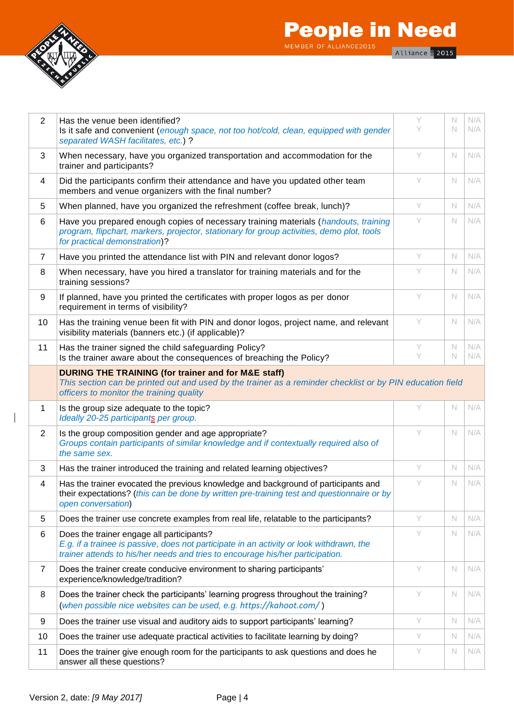| | | | | |
|---|---|---|---|---|
| 2 | Has the venue been identified?<br>Is it safe and convenient (*enough space, not too hot/cold, clean, equipped with gender separated WASH facilitates, etc.*) ? | Y<br>Y | N<br>N | N/A<br>N/A |
| 3 | When necessary, have you organized transportation and accommodation for the trainer and participants? | Y | N | N/A |
| 4 | Did the participants confirm their attendance and have you updated other team members and venue organizers with the final number? | Y | N | N/A |
| 5 | When planned, have you organized the refreshment (coffee break, lunch)? | Y | N | N/A |
| 6 | Have you prepared enough copies of necessary training materials (*handouts, training program, flipchart, markers, projector, stationary for group activities, demo plot, tools for practical demonstration*)? | Y | N | N/A |
| 7 | Have you printed the attendance list with PIN and relevant donor logos? | Y | N | N/A |
| 8 | When necessary, have you hired a translator for training materials and for the training sessions? | Y | N | N/A |
| 9 | If planned, have you printed the certificates with proper logos as per donor requirement in terms of visibility? | Y | N | N/A |
| 10 | Has the training venue been fit with PIN and donor logos, project name, and relevant visibility materials (banners etc.) (if applicable)? | Y | N | N/A |
| 11 | Has the trainer signed the child safeguarding Policy?<br>Is the trainer aware about the consequences of breaching the Policy? | Y<br>Y | N<br>N | N/A<br>N/A |
| | **DURING THE TRAINING (for trainer and for M&E staff)**<br>*This section can be printed out and used by the trainer as a reminder checklist or by PIN education field officers to monitor the training quality* | | | |
| 1 | Is the group size adequate to the topic?<br>*Ideally 20-25 participants per group.* | Y | N | N/A |
| 2 | Is the group composition gender and age appropriate?<br>*Groups contain participants of similar knowledge and if contextually required also of the same sex.* | Y | N | N/A |
| 3 | Has the trainer introduced the training and related learning objectives? | Y | N | N/A |
| 4 | Has the trainer evocated the previous knowledge and background of participants and their expectations? (*this can be done by written pre-training test and questionnaire or by open conversation*) | Y | N | N/A |
| 5 | Does the trainer use concrete examples from real life, relatable to the participants? | Y | N | N/A |
| 6 | Does the trainer engage all participants?<br>*E.g. if a trainee is passive, does not participate in an activity or look withdrawn, the trainer attends to his/her needs and tries to encourage his/her participation.* | Y | N | N/A |
| 7 | Does the trainer create conducive environment to sharing participants' experience/knowledge/tradition? | Y | N | N/A |
| 8 | Does the trainer check the participants' learning progress throughout the training? (*when possible nice websites can be used, e.g. https://kahoot.com/* ) | Y | N | N/A |
| 9 | Does the trainer use visual and auditory aids to support participants' learning? | Y | N | N/A |
| 10 | Does the trainer use adequate practical activities to facilitate learning by doing? | Y | N | N/A |
| 11 | Does the trainer give enough room for the participants to ask questions and does he answer all these questions? | Y | N | N/A |

Version 2, date: *[9 May 2017]*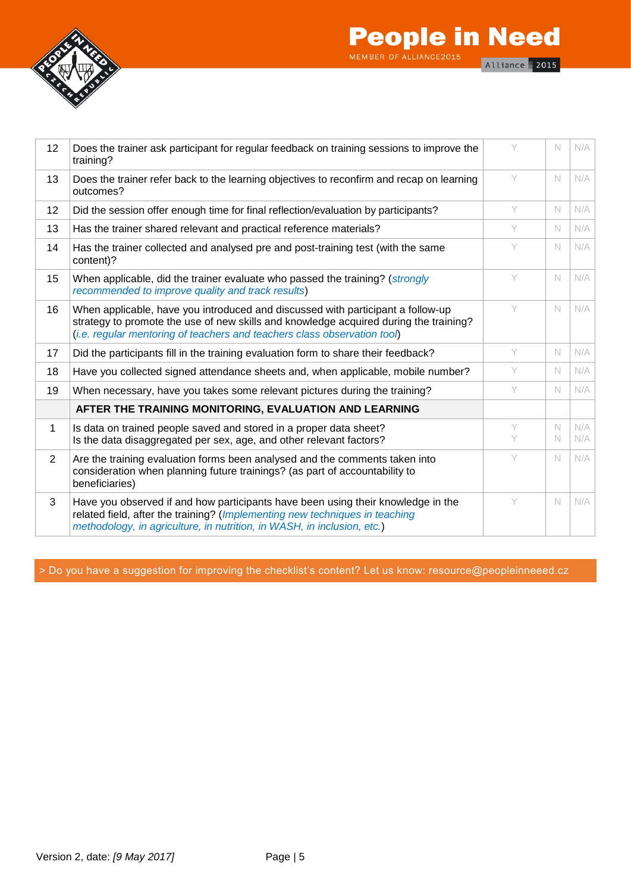| | | | | |
|---|---|---|---|---|
| 12 | Does the trainer ask participant for regular feedback on training sessions to improve the training? | Y | N | N/A |
| 13 | Does the trainer refer back to the learning objectives to reconfirm and recap on learning outcomes? | Y | N | N/A |
| 12 | Did the session offer enough time for final reflection/evaluation by participants? | Y | N | N/A |
| 13 | Has the trainer shared relevant and practical reference materials? | Y | N | N/A |
| 14 | Has the trainer collected and analysed pre and post-training test (with the same content)? | Y | N | N/A |
| 15 | When applicable, did the trainer evaluate who passed the training? (*strongly recommended to improve quality and track results*) | Y | N | N/A |
| 16 | When applicable, have you introduced and discussed with participant a follow-up strategy to promote the use of new skills and knowledge acquired during the training? (*i.e. regular mentoring of teachers and teachers class observation tool*) | Y | N | N/A |
| 17 | Did the participants fill in the training evaluation form to share their feedback? | Y | N | N/A |
| 18 | Have you collected signed attendance sheets and, when applicable, mobile number? | Y | N | N/A |
| 19 | When necessary, have you takes some relevant pictures during the training? | Y | N | N/A |
| | **AFTER THE TRAINING MONITORING, EVALUATION AND LEARNING** | | | |
| 1 | Is data on trained people saved and stored in a proper data sheet?<br>Is the data disaggregated per sex, age, and other relevant factors? | Y<br>Y | N<br>N | N/A<br>N/A |
| 2 | Are the training evaluation forms been analysed and the comments taken into consideration when planning future trainings? (as part of accountability to beneficiaries) | Y | N | N/A |
| 3 | Have you observed if and how participants have been using their knowledge in the related field, after the training? (*Implementing new techniques in teaching methodology, in agriculture, in nutrition, in WASH, in inclusion, etc.*) | Y | N | N/A |

> Do you have a suggestion for improving the checklist's content? Let us know: resource@peopleinneeed.cz

Version 2, date: *[9 May 2017]*